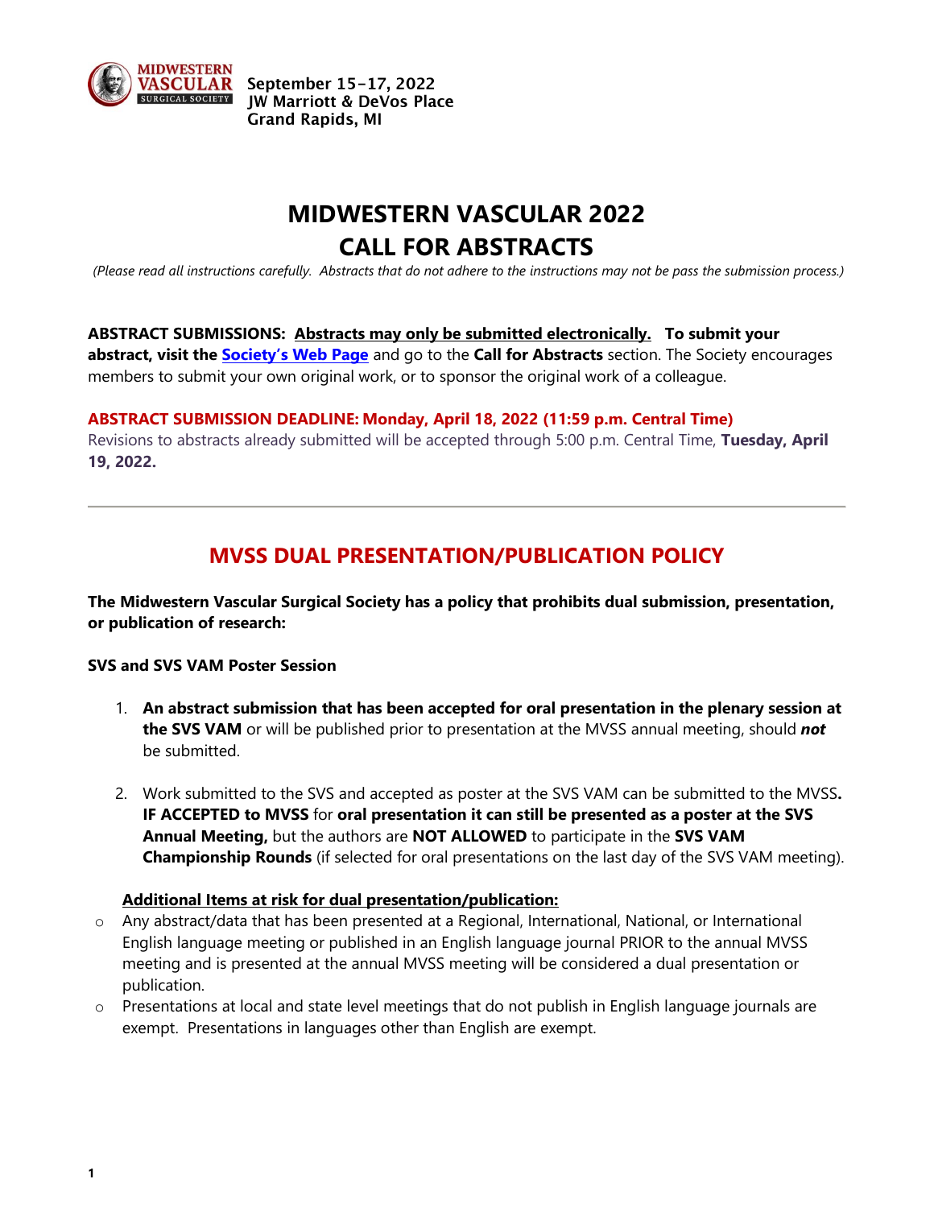September 15-17, 2022
JW Marriott & DeVos Place
Grand Rapids, MI

# MIDWESTERN VASCULAR 2022
# CALL FOR ABSTRACTS

*(Please read all instructions carefully. Abstracts that do not adhere to the instructions may not be pass the submission process.)*

**ABSTRACT SUBMISSIONS: Abstracts may only be submitted electronically. To submit your abstract, visit the Society's Web Page** and go to the **Call for Abstracts** section. The Society encourages members to submit your own original work, or to sponsor the original work of a colleague.

**ABSTRACT SUBMISSION DEADLINE: Monday, April 18, 2022 (11:59 p.m. Central Time)**
Revisions to abstracts already submitted will be accepted through 5:00 p.m. Central Time, **Tuesday, April 19, 2022.**

---

## MVSS DUAL PRESENTATION/PUBLICATION POLICY

**The Midwestern Vascular Surgical Society has a policy that prohibits dual submission, presentation, or publication of research:**

**SVS and SVS VAM Poster Session**

1. **An abstract submission that has been accepted for oral presentation in the plenary session at the SVS VAM** or will be published prior to presentation at the MVSS annual meeting, should ***not*** be submitted.

2. Work submitted to the SVS and accepted as poster at the SVS VAM can be submitted to the MVSS**. IF ACCEPTED to MVSS** for **oral presentation it can still be presented as a poster at the SVS Annual Meeting,** but the authors are **NOT ALLOWED** to participate in the **SVS VAM Championship Rounds** (if selected for oral presentations on the last day of the SVS VAM meeting).

**Additional Items at risk for dual presentation/publication:**

- Any abstract/data that has been presented at a Regional, International, National, or International English language meeting or published in an English language journal PRIOR to the annual MVSS meeting and is presented at the annual MVSS meeting will be considered a dual presentation or publication.
- Presentations at local and state level meetings that do not publish in English language journals are exempt. Presentations in languages other than English are exempt.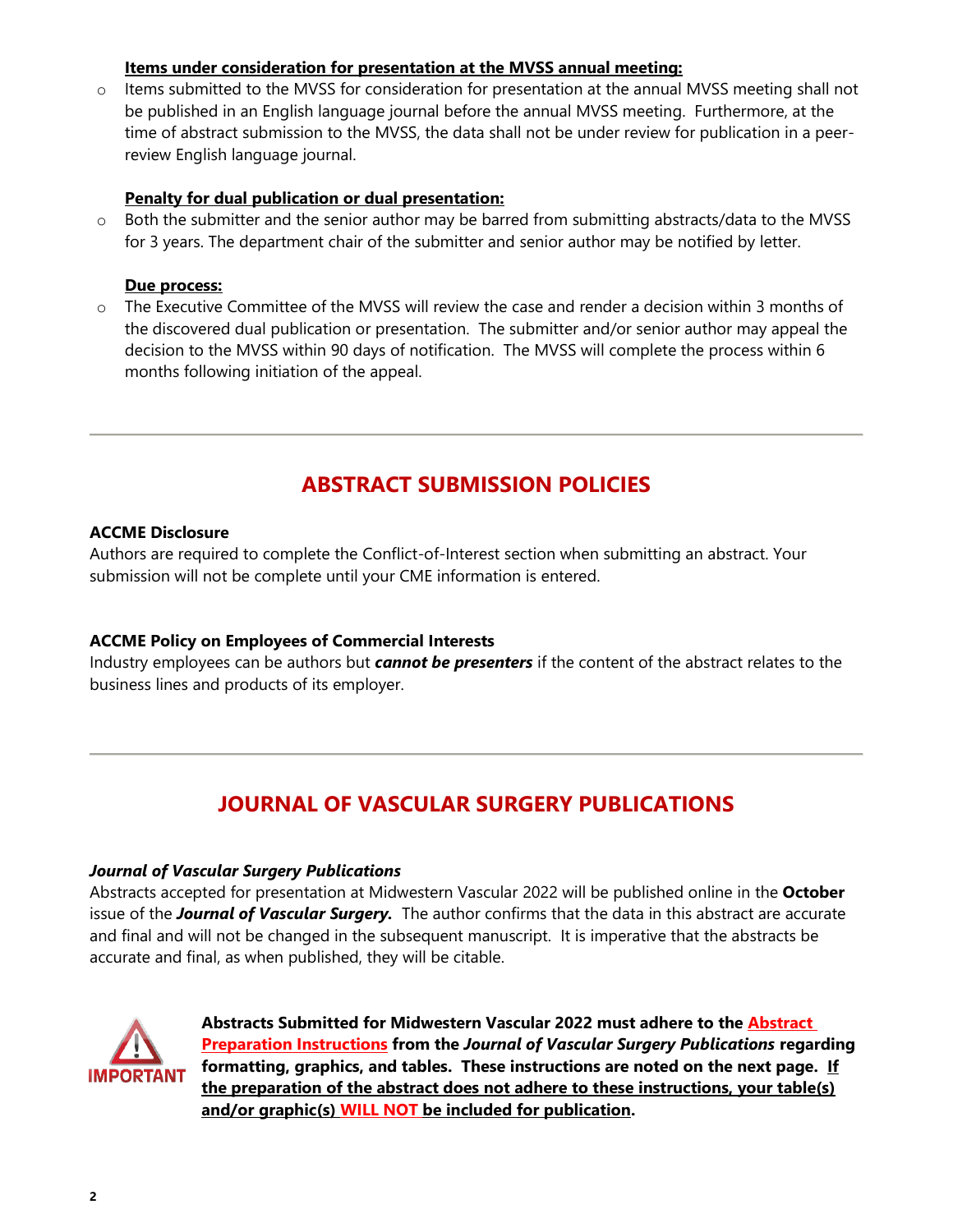**Items under consideration for presentation at the MVSS annual meeting:**

- Items submitted to the MVSS for consideration for presentation at the annual MVSS meeting shall not be published in an English language journal before the annual MVSS meeting. Furthermore, at the time of abstract submission to the MVSS, the data shall not be under review for publication in a peer-review English language journal.

**Penalty for dual publication or dual presentation:**

- Both the submitter and the senior author may be barred from submitting abstracts/data to the MVSS for 3 years. The department chair of the submitter and senior author may be notified by letter.

**Due process:**

- The Executive Committee of the MVSS will review the case and render a decision within 3 months of the discovered dual publication or presentation. The submitter and/or senior author may appeal the decision to the MVSS within 90 days of notification. The MVSS will complete the process within 6 months following initiation of the appeal.

---

## ABSTRACT SUBMISSION POLICIES

**ACCME Disclosure**

Authors are required to complete the Conflict-of-Interest section when submitting an abstract. Your submission will not be complete until your CME information is entered.

**ACCME Policy on Employees of Commercial Interests**

Industry employees can be authors but ***cannot be presenters*** if the content of the abstract relates to the business lines and products of its employer.

---

## JOURNAL OF VASCULAR SURGERY PUBLICATIONS

***Journal of Vascular Surgery Publications***

Abstracts accepted for presentation at Midwestern Vascular 2022 will be published online in the **October** issue of the ***Journal of Vascular Surgery.*** The author confirms that the data in this abstract are accurate and final and will not be changed in the subsequent manuscript. It is imperative that the abstracts be accurate and final, as when published, they will be citable.

IMPORTANT

**Abstracts Submitted for Midwestern Vascular 2022 must adhere to the Abstract Preparation Instructions from the *Journal of Vascular Surgery Publications* regarding formatting, graphics, and tables. These instructions are noted on the next page. If the preparation of the abstract does not adhere to these instructions, your table(s) and/or graphic(s) WILL NOT be included for publication.**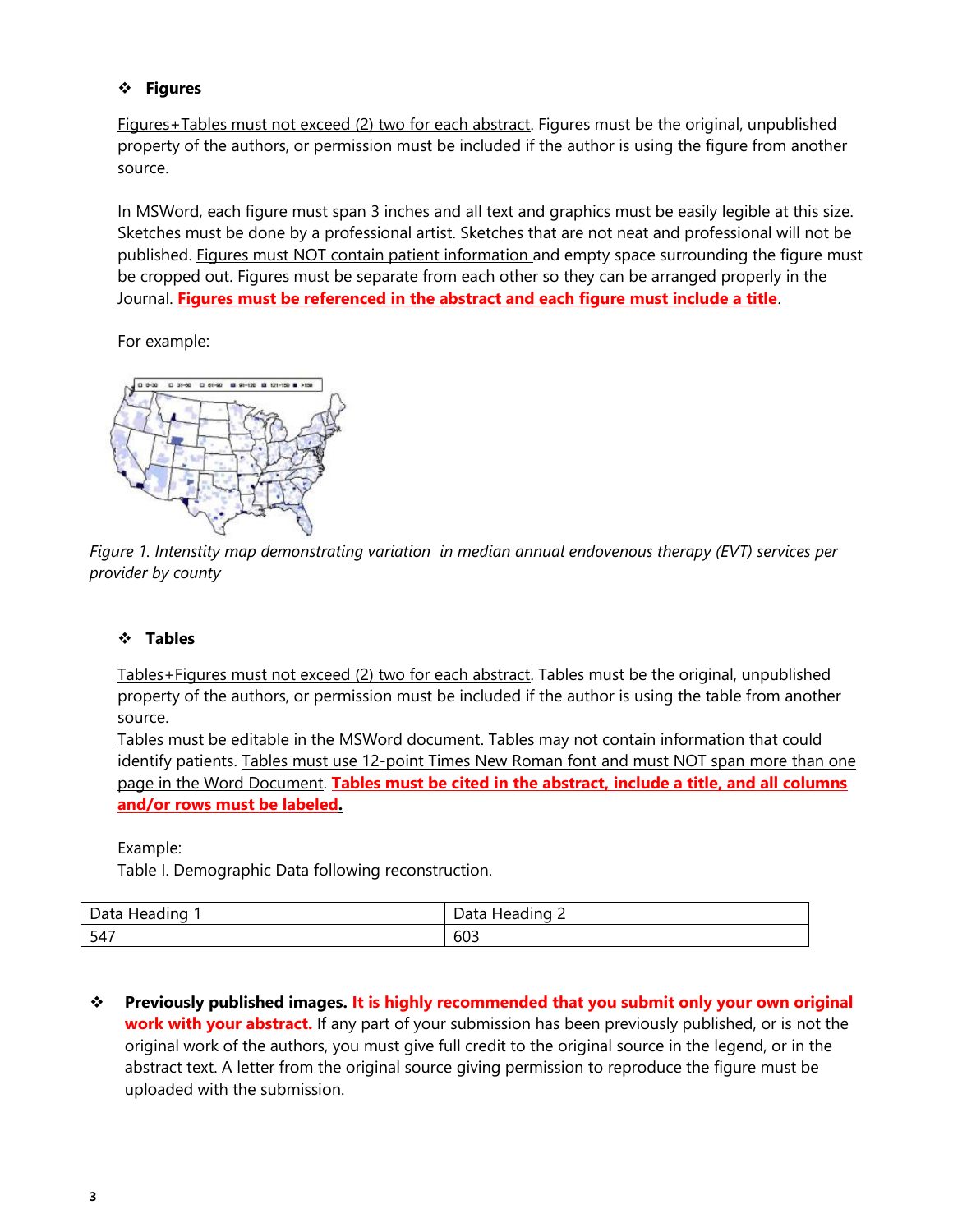- **Figures**

Figures+Tables must not exceed (2) two for each abstract. Figures must be the original, unpublished property of the authors, or permission must be included if the author is using the figure from another source.

In MSWord, each figure must span 3 inches and all text and graphics must be easily legible at this size. Sketches must be done by a professional artist. Sketches that are not neat and professional will not be published. Figures must NOT contain patient information and empty space surrounding the figure must be cropped out. Figures must be separate from each other so they can be arranged properly in the Journal. **Figures must be referenced in the abstract and each figure must include a title**.

For example:

*Figure 1. Intenstity map demonstrating variation in median annual endovenous therapy (EVT) services per provider by county*

- **Tables**

Tables+Figures must not exceed (2) two for each abstract. Tables must be the original, unpublished property of the authors, or permission must be included if the author is using the table from another source.
Tables must be editable in the MSWord document. Tables may not contain information that could identify patients. Tables must use 12-point Times New Roman font and must NOT span more than one page in the Word Document. **Tables must be cited in the abstract, include a title, and all columns and/or rows must be labeled.**

Example:
Table I. Demographic Data following reconstruction.

| Data Heading 1 | Data Heading 2 |
|---|---|
| 547 | 603 |

- **Previously published images. It is highly recommended that you submit only your own original work with your abstract.** If any part of your submission has been previously published, or is not the original work of the authors, you must give full credit to the original source in the legend, or in the abstract text. A letter from the original source giving permission to reproduce the figure must be uploaded with the submission.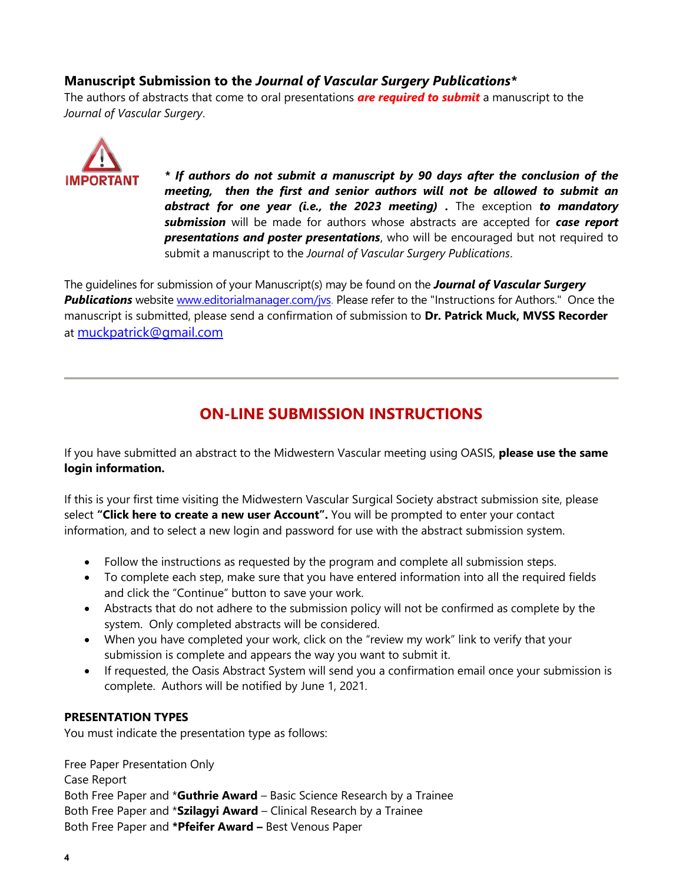### Manuscript Submission to the *Journal of Vascular Surgery Publications**

The authors of abstracts that come to oral presentations ***are required to submit*** a manuscript to the *Journal of Vascular Surgery*.

IMPORTANT

***\* If authors do not submit a manuscript by 90 days after the conclusion of the meeting, then the first and senior authors will not be allowed to submit an abstract for one year (i.e., the 2023 meeting) .*** The exception ***to mandatory submission*** will be made for authors whose abstracts are accepted for ***case report presentations and poster presentations***, who will be encouraged but not required to submit a manuscript to the *Journal of Vascular Surgery Publications*.

The guidelines for submission of your Manuscript(s) may be found on the ***Journal of Vascular Surgery Publications*** website www.editorialmanager.com/jvs. Please refer to the "Instructions for Authors." Once the manuscript is submitted, please send a confirmation of submission to **Dr. Patrick Muck, MVSS Recorder** at muckpatrick@gmail.com

---

## ON-LINE SUBMISSION INSTRUCTIONS

If you have submitted an abstract to the Midwestern Vascular meeting using OASIS, **please use the same login information.**

If this is your first time visiting the Midwestern Vascular Surgical Society abstract submission site, please select **"Click here to create a new user Account".** You will be prompted to enter your contact information, and to select a new login and password for use with the abstract submission system.

- Follow the instructions as requested by the program and complete all submission steps.
- To complete each step, make sure that you have entered information into all the required fields and click the "Continue" button to save your work.
- Abstracts that do not adhere to the submission policy will not be confirmed as complete by the system. Only completed abstracts will be considered.
- When you have completed your work, click on the "review my work" link to verify that your submission is complete and appears the way you want to submit it.
- If requested, the Oasis Abstract System will send you a confirmation email once your submission is complete. Authors will be notified by June 1, 2021.

**PRESENTATION TYPES**

You must indicate the presentation type as follows:

Free Paper Presentation Only
Case Report
Both Free Paper and \***Guthrie Award** – Basic Science Research by a Trainee
Both Free Paper and \***Szilagyi Award** – Clinical Research by a Trainee
Both Free Paper and **\*Pfeifer Award –** Best Venous Paper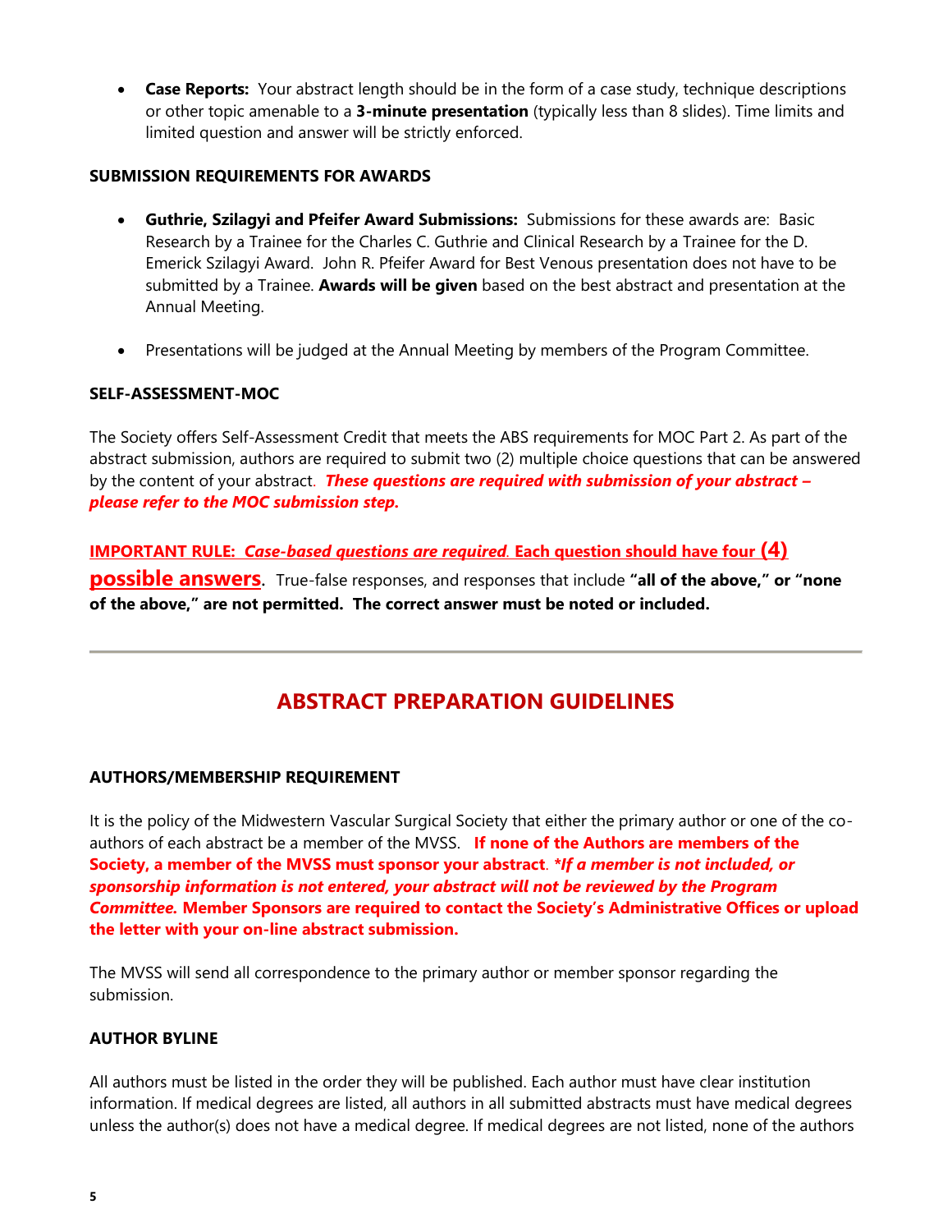- **Case Reports:** Your abstract length should be in the form of a case study, technique descriptions or other topic amenable to a **3-minute presentation** (typically less than 8 slides). Time limits and limited question and answer will be strictly enforced.

### SUBMISSION REQUIREMENTS FOR AWARDS

- **Guthrie, Szilagyi and Pfeifer Award Submissions:** Submissions for these awards are: Basic Research by a Trainee for the Charles C. Guthrie and Clinical Research by a Trainee for the D. Emerick Szilagyi Award. John R. Pfeifer Award for Best Venous presentation does not have to be submitted by a Trainee. **Awards will be given** based on the best abstract and presentation at the Annual Meeting.

- Presentations will be judged at the Annual Meeting by members of the Program Committee.

### SELF-ASSESSMENT-MOC

The Society offers Self-Assessment Credit that meets the ABS requirements for MOC Part 2. As part of the abstract submission, authors are required to submit two (2) multiple choice questions that can be answered by the content of your abstract. ***These questions are required with submission of your abstract – please refer to the MOC submission step.***

**IMPORTANT RULE: *Case-based questions are required*. Each question should have four (4) possible answers.** True-false responses, and responses that include **"all of the above," or "none of the above," are not permitted. The correct answer must be noted or included.**

---

## ABSTRACT PREPARATION GUIDELINES

### AUTHORS/MEMBERSHIP REQUIREMENT

It is the policy of the Midwestern Vascular Surgical Society that either the primary author or one of the co-authors of each abstract be a member of the MVSS. **If none of the Authors are members of the Society, a member of the MVSS must sponsor your abstract**. ***\*If a member is not included, or sponsorship information is not entered, your abstract will not be reviewed by the Program Committee.*** **Member Sponsors are required to contact the Society's Administrative Offices or upload the letter with your on-line abstract submission.**

The MVSS will send all correspondence to the primary author or member sponsor regarding the submission.

### AUTHOR BYLINE

All authors must be listed in the order they will be published. Each author must have clear institution information. If medical degrees are listed, all authors in all submitted abstracts must have medical degrees unless the author(s) does not have a medical degree. If medical degrees are not listed, none of the authors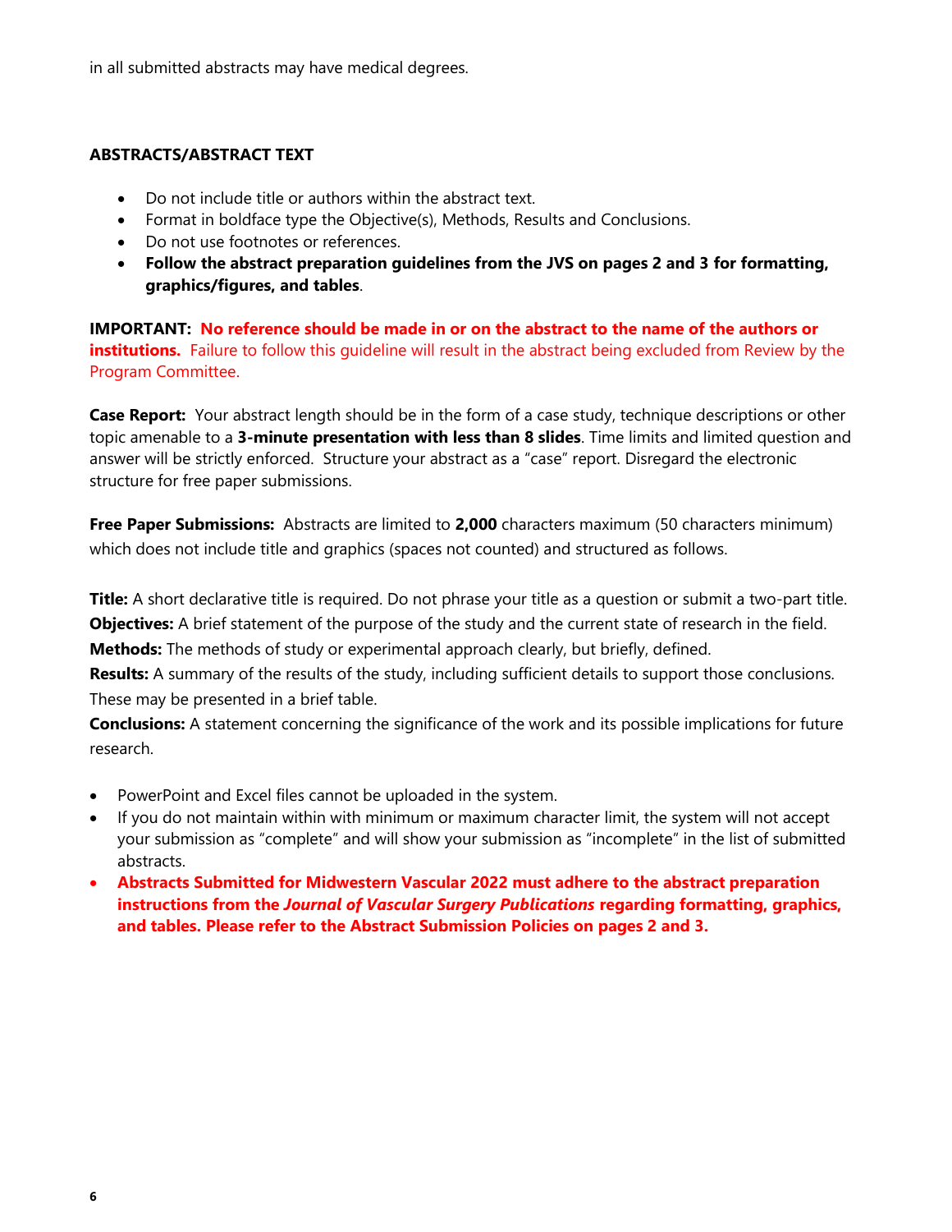in all submitted abstracts may have medical degrees.

## ABSTRACTS/ABSTRACT TEXT

- Do not include title or authors within the abstract text.
- Format in boldface type the Objective(s), Methods, Results and Conclusions.
- Do not use footnotes or references.
- **Follow the abstract preparation guidelines from the JVS on pages 2 and 3 for formatting, graphics/figures, and tables**.

**IMPORTANT:** **No reference should be made in or on the abstract to the name of the authors or institutions.** Failure to follow this guideline will result in the abstract being excluded from Review by the Program Committee.

**Case Report:** Your abstract length should be in the form of a case study, technique descriptions or other topic amenable to a **3-minute presentation with less than 8 slides**. Time limits and limited question and answer will be strictly enforced. Structure your abstract as a "case" report. Disregard the electronic structure for free paper submissions.

**Free Paper Submissions:** Abstracts are limited to **2,000** characters maximum (50 characters minimum) which does not include title and graphics (spaces not counted) and structured as follows.

**Title:** A short declarative title is required. Do not phrase your title as a question or submit a two-part title.
**Objectives:** A brief statement of the purpose of the study and the current state of research in the field.
**Methods:** The methods of study or experimental approach clearly, but briefly, defined.
**Results:** A summary of the results of the study, including sufficient details to support those conclusions. These may be presented in a brief table.
**Conclusions:** A statement concerning the significance of the work and its possible implications for future research.

- PowerPoint and Excel files cannot be uploaded in the system.
- If you do not maintain within with minimum or maximum character limit, the system will not accept your submission as "complete" and will show your submission as "incomplete" in the list of submitted abstracts.
- **Abstracts Submitted for Midwestern Vascular 2022 must adhere to the abstract preparation instructions from the *Journal of Vascular Surgery Publications* regarding formatting, graphics, and tables. Please refer to the Abstract Submission Policies on pages 2 and 3.**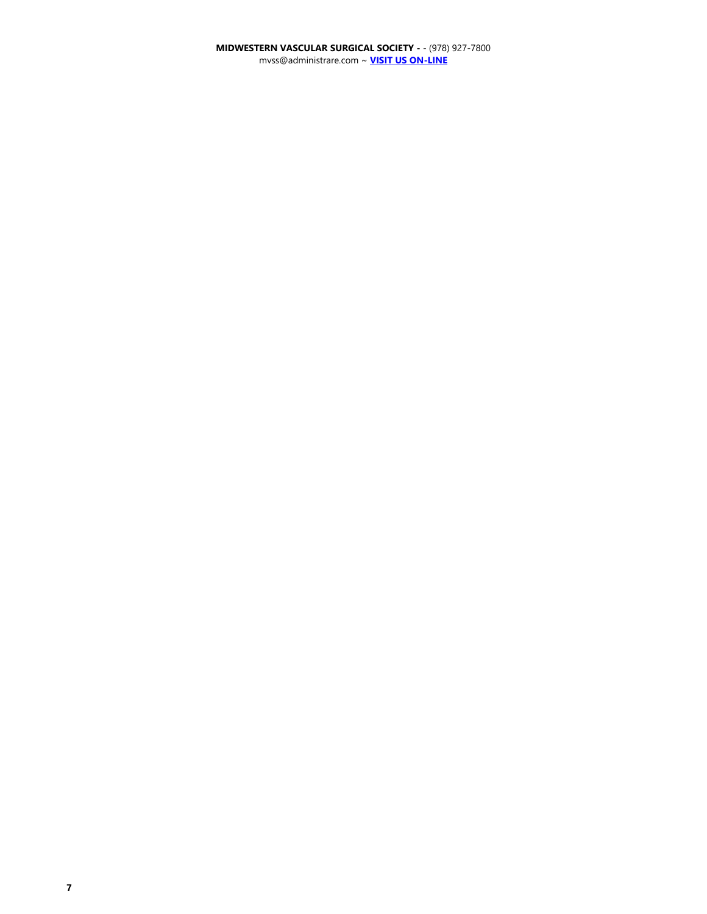**MIDWESTERN VASCULAR SURGICAL SOCIETY -** - (978) 927-7800
mvss@administrare.com ~ **VISIT US ON-LINE**